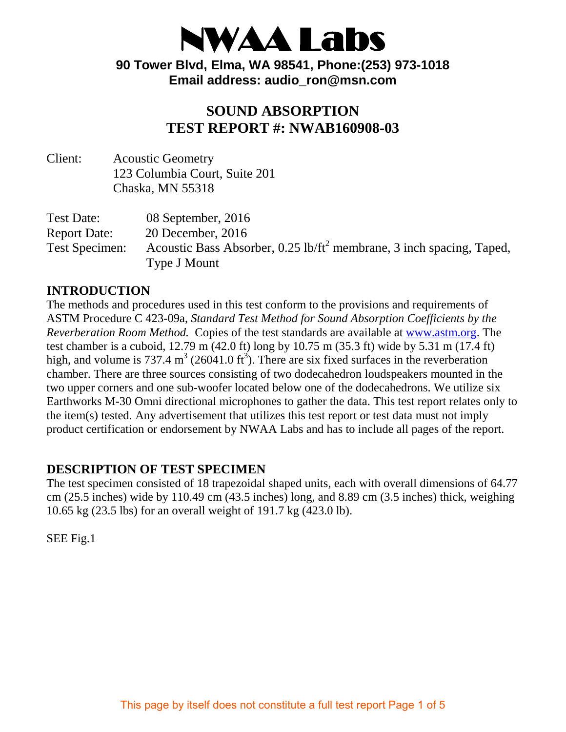# NWAA Labs

**90 Tower Blvd, Elma, WA 98541, Phone:(253) 973-1018**
**Email address: audio_ron@msn.com**

## SOUND ABSORPTION TEST REPORT #: NWAB160908-03

Client: Acoustic Geometry
123 Columbia Court, Suite 201
Chaska, MN 55318

Test Date: 08 September, 2016
Report Date: 20 December, 2016
Test Specimen: Acoustic Bass Absorber, 0.25 lb/ft$^2$ membrane, 3 inch spacing, Taped, Type J Mount

## INTRODUCTION

The methods and procedures used in this test conform to the provisions and requirements of ASTM Procedure C 423-09a, *Standard Test Method for Sound Absorption Coefficients by the Reverberation Room Method.* Copies of the test standards are available at www.astm.org. The test chamber is a cuboid, 12.79 m (42.0 ft) long by 10.75 m (35.3 ft) wide by 5.31 m (17.4 ft) high, and volume is 737.4 m$^3$ (26041.0 ft$^3$). There are six fixed surfaces in the reverberation chamber. There are three sources consisting of two dodecahedron loudspeakers mounted in the two upper corners and one sub-woofer located below one of the dodecahedrons. We utilize six Earthworks M-30 Omni directional microphones to gather the data. This test report relates only to the item(s) tested. Any advertisement that utilizes this test report or test data must not imply product certification or endorsement by NWAA Labs and has to include all pages of the report.

## DESCRIPTION OF TEST SPECIMEN

The test specimen consisted of 18 trapezoidal shaped units, each with overall dimensions of 64.77 cm (25.5 inches) wide by 110.49 cm (43.5 inches) long, and 8.89 cm (3.5 inches) thick, weighing 10.65 kg (23.5 lbs) for an overall weight of 191.7 kg (423.0 lb).

SEE Fig.1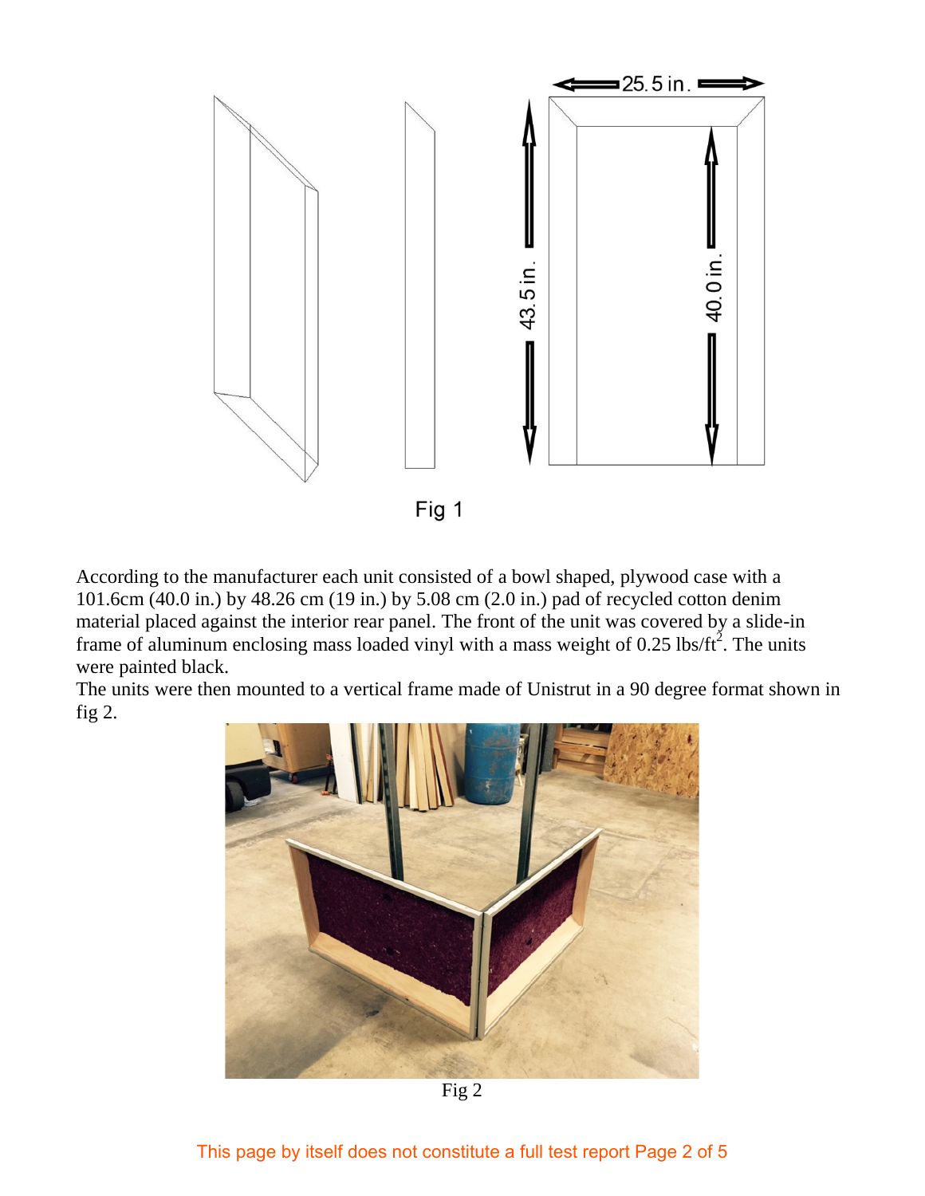Fig 1

According to the manufacturer each unit consisted of a bowl shaped, plywood case with a 101.6cm (40.0 in.) by 48.26 cm (19 in.) by 5.08 cm (2.0 in.) pad of recycled cotton denim material placed against the interior rear panel. The front of the unit was covered by a slide-in frame of aluminum enclosing mass loaded vinyl with a mass weight of 0.25 lbs/ft$^2$. The units were painted black.
The units were then mounted to a vertical frame made of Unistrut in a 90 degree format shown in fig 2.

Fig 2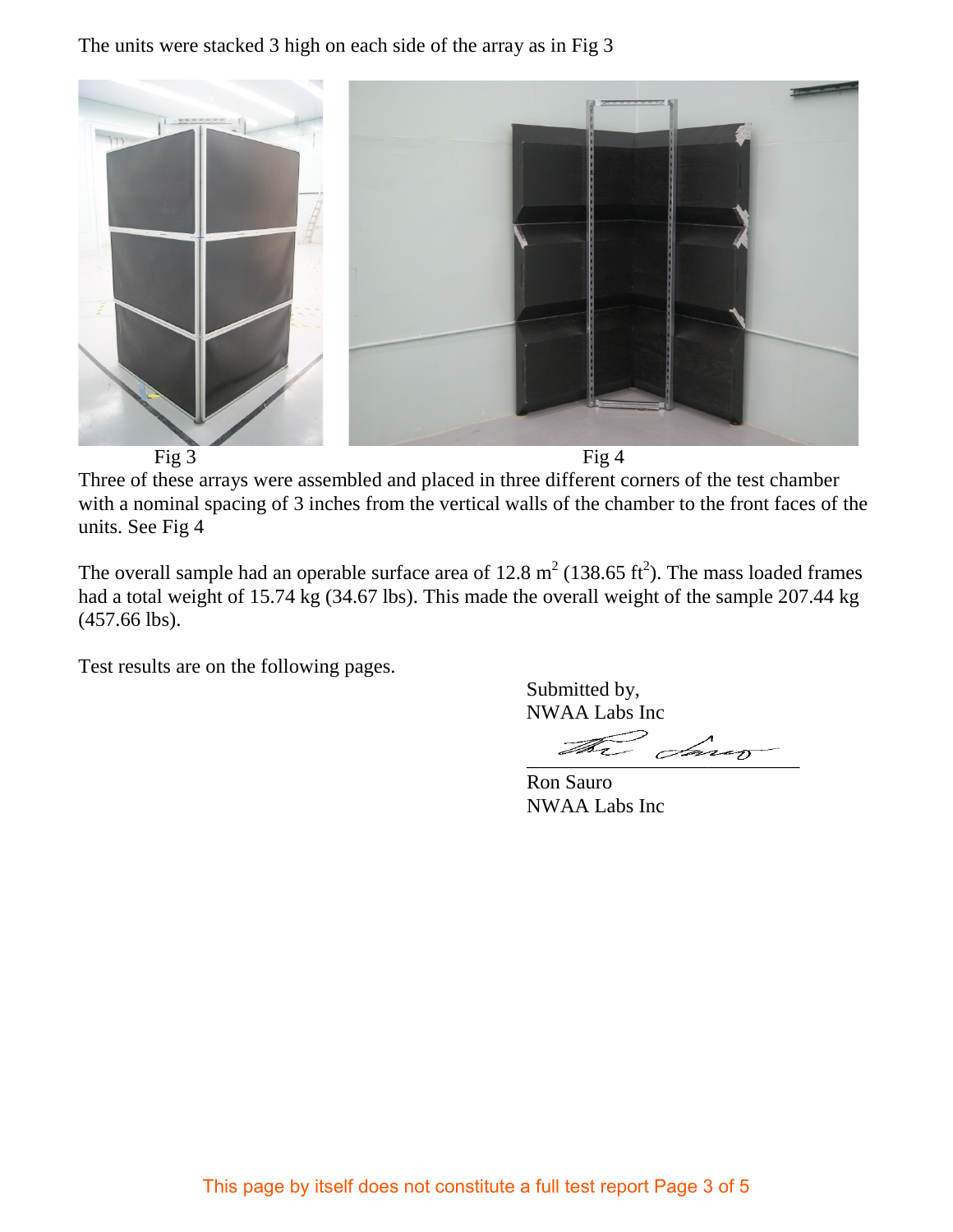The units were stacked 3 high on each side of the array as in Fig 3

Fig 3

Fig 4

Three of these arrays were assembled and placed in three different corners of the test chamber with a nominal spacing of 3 inches from the vertical walls of the chamber to the front faces of the units. See Fig 4

The overall sample had an operable surface area of 12.8 $m^2$ (138.65 $ft^2$). The mass loaded frames had a total weight of 15.74 kg (34.67 lbs). This made the overall weight of the sample 207.44 kg (457.66 lbs).

Test results are on the following pages.

Submitted by,
NWAA Labs Inc

Ron Sauro
NWAA Labs Inc

This page by itself does not constitute a full test report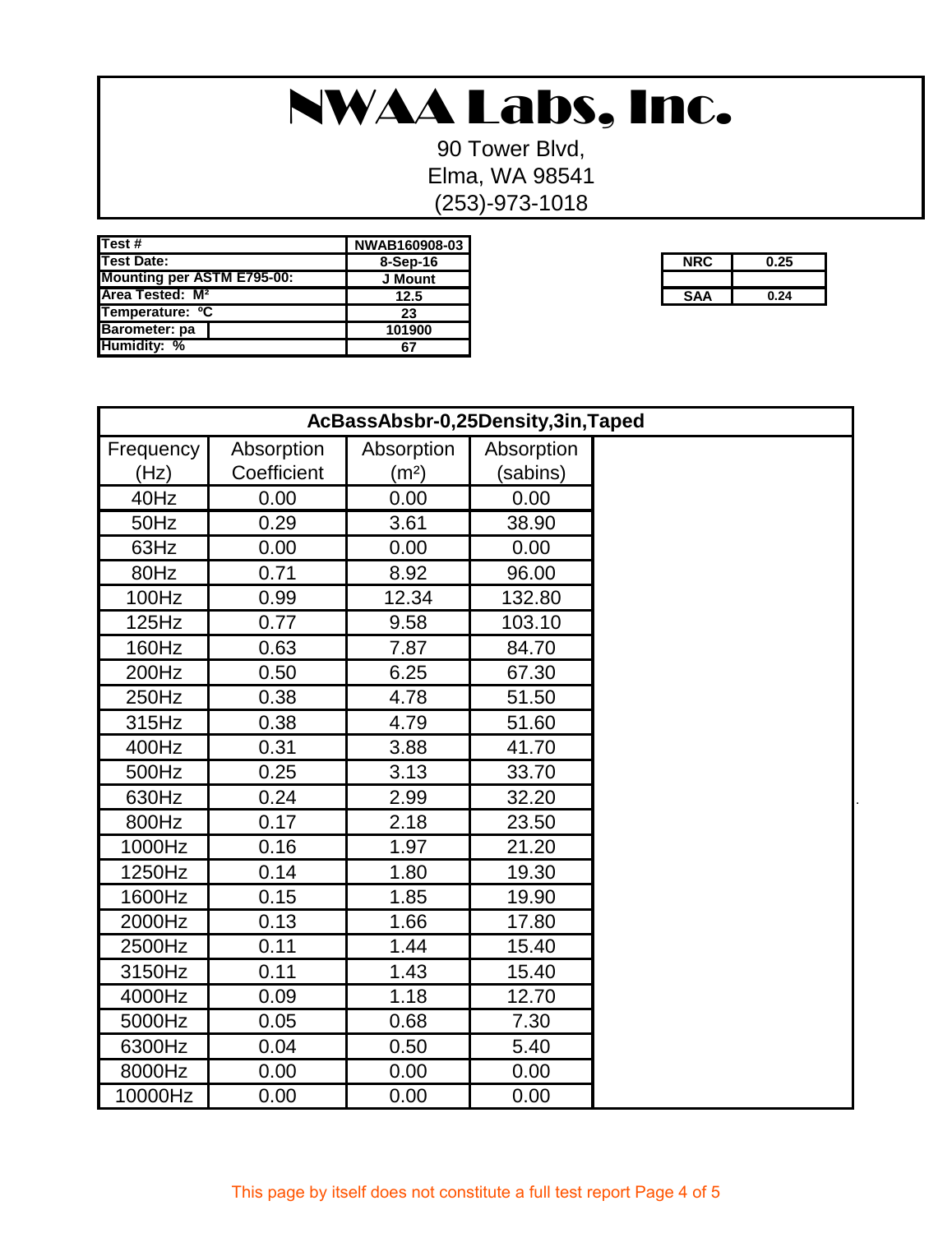# NWAA Labs, Inc.

90 Tower Blvd,
Elma, WA 98541
(253)-973-1018

| | |
|---|---|
| Test # | NWAB160908-03 |
| Test Date: | 8-Sep-16 |
| Mounting per ASTM E795-00: | J Mount |
| Area Tested: M² | 12.5 |
| Temperature: °C | 23 |
| Barometer: pa | 101900 |
| Humidity: % | 67 |

| | |
|---|---|
| NRC | 0.25 |
| | |
| SAA | 0.24 |

**AcBassAbsbr-0,25Density,3in,Taped**

| Frequency (Hz) | Absorption Coefficient | Absorption (m²) | Absorption (sabins) |
|---|---|---|---|
| 40Hz | 0.00 | 0.00 | 0.00 |
| 50Hz | 0.29 | 3.61 | 38.90 |
| 63Hz | 0.00 | 0.00 | 0.00 |
| 80Hz | 0.71 | 8.92 | 96.00 |
| 100Hz | 0.99 | 12.34 | 132.80 |
| 125Hz | 0.77 | 9.58 | 103.10 |
| 160Hz | 0.63 | 7.87 | 84.70 |
| 200Hz | 0.50 | 6.25 | 67.30 |
| 250Hz | 0.38 | 4.78 | 51.50 |
| 315Hz | 0.38 | 4.79 | 51.60 |
| 400Hz | 0.31 | 3.88 | 41.70 |
| 500Hz | 0.25 | 3.13 | 33.70 |
| 630Hz | 0.24 | 2.99 | 32.20 |
| 800Hz | 0.17 | 2.18 | 23.50 |
| 1000Hz | 0.16 | 1.97 | 21.20 |
| 1250Hz | 0.14 | 1.80 | 19.30 |
| 1600Hz | 0.15 | 1.85 | 19.90 |
| 2000Hz | 0.13 | 1.66 | 17.80 |
| 2500Hz | 0.11 | 1.44 | 15.40 |
| 3150Hz | 0.11 | 1.43 | 15.40 |
| 4000Hz | 0.09 | 1.18 | 12.70 |
| 5000Hz | 0.05 | 0.68 | 7.30 |
| 6300Hz | 0.04 | 0.50 | 5.40 |
| 8000Hz | 0.00 | 0.00 | 0.00 |
| 10000Hz | 0.00 | 0.00 | 0.00 |

This page by itself does not constitute a full test report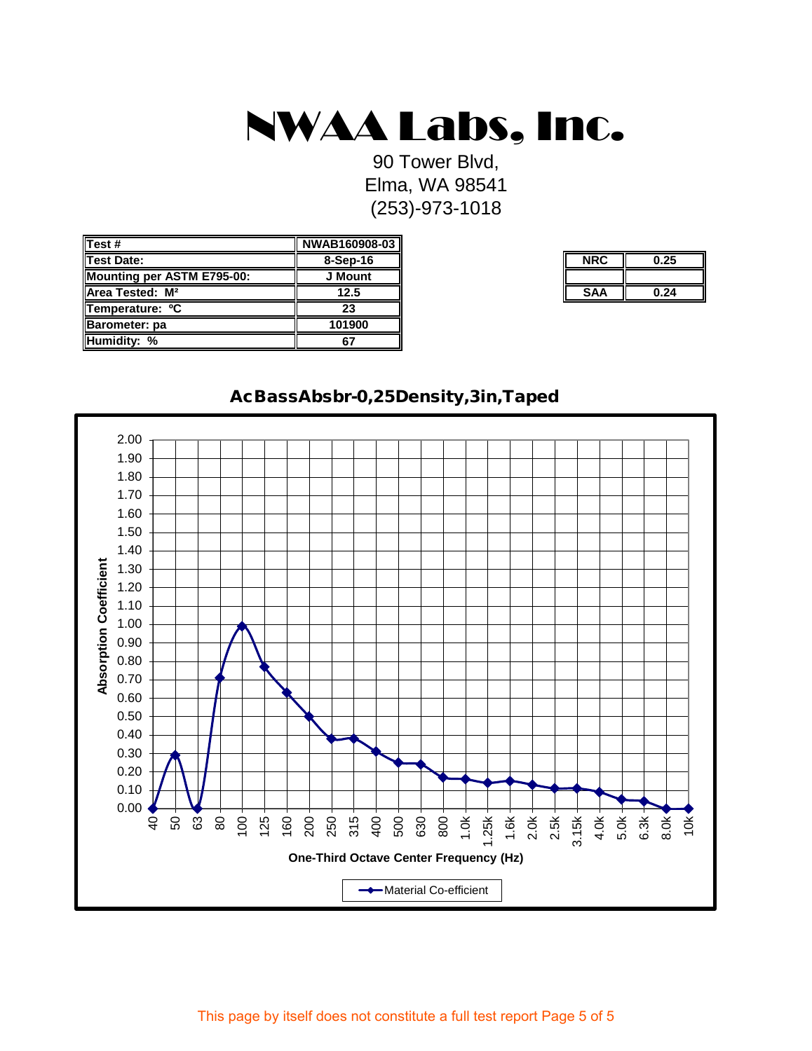# NWAA Labs, Inc.

90 Tower Blvd,
Elma, WA 98541
(253)-973-1018

| | |
|---|---|
| Test # | NWAB160908-03 |
| Test Date: | 8-Sep-16 |
| Mounting per ASTM E795-00: | J Mount |
| Area Tested: M² | 12.5 |
| Temperature: °C | 23 |
| Barometer: pa | 101900 |
| Humidity: % | 67 |

| | |
|---|---|
| NRC | 0.25 |
| | |
| SAA | 0.24 |

## AcBassAbsbr-0,25Density,3in,Taped

Absorption Coefficient

2.00
1.90
1.80
1.70
1.60
1.50
1.40
1.30
1.20
1.10
1.00
0.90
0.80
0.70
0.60
0.50
0.40
0.30
0.20
0.10
0.00

40 50 63 80 100 125 160 200 250 315 400 500 630 800 1.0k 1.25k 1.6k 2.0k 2.5k 3.15k 4.0k 5.0k 6.3k 8.0k 10k

One-Third Octave Center Frequency (Hz)

Material Co-efficient

This page by itself does not constitute a full test report